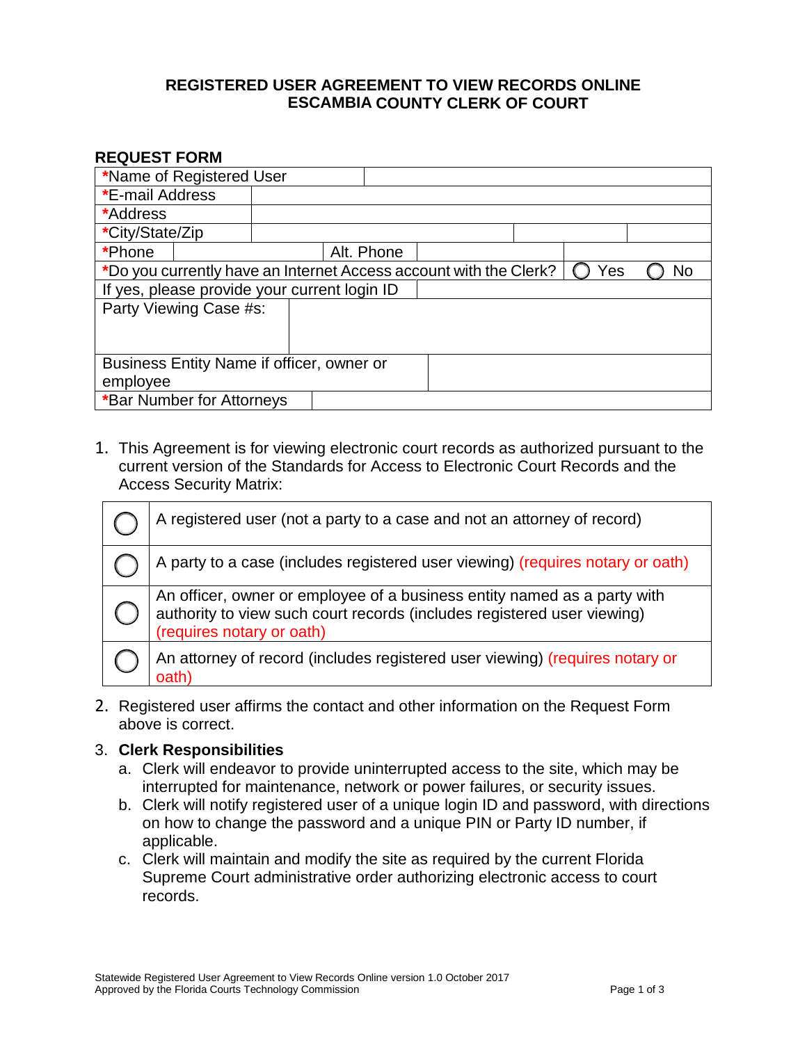# REGISTERED USER AGREEMENT TO VIEW RECORDS ONLINE
# ESCAMBIA COUNTY CLERK OF COURT

## REQUEST FORM

| | |
|---|---|
| *Name of Registered User | |
| *E-mail Address | |
| *Address | |
| *City/State/Zip | |
| *Phone | Alt. Phone |
| *Do you currently have an Internet Access account with the Clerk? | ◯ Yes ◯ No |
| If yes, please provide your current login ID | |
| Party Viewing Case #s: | |
| Business Entity Name if officer, owner or employee | |
| *Bar Number for Attorneys | |

1. This Agreement is for viewing electronic court records as authorized pursuant to the current version of the Standards for Access to Electronic Court Records and the Access Security Matrix:

| | |
|---|---|
| ◯ | A registered user (not a party to a case and not an attorney of record) |
| ◯ | A party to a case (includes registered user viewing) (requires notary or oath) |
| ◯ | An officer, owner or employee of a business entity named as a party with authority to view such court records (includes registered user viewing) (requires notary or oath) |
| ◯ | An attorney of record (includes registered user viewing) (requires notary or oath) |

2. Registered user affirms the contact and other information on the Request Form above is correct.

3. **Clerk Responsibilities**
   a. Clerk will endeavor to provide uninterrupted access to the site, which may be interrupted for maintenance, network or power failures, or security issues.
   b. Clerk will notify registered user of a unique login ID and password, with directions on how to change the password and a unique PIN or Party ID number, if applicable.
   c. Clerk will maintain and modify the site as required by the current Florida Supreme Court administrative order authorizing electronic access to court records.

Statewide Registered User Agreement to View Records Online version 1.0 October 2017
Approved by the Florida Courts Technology Commission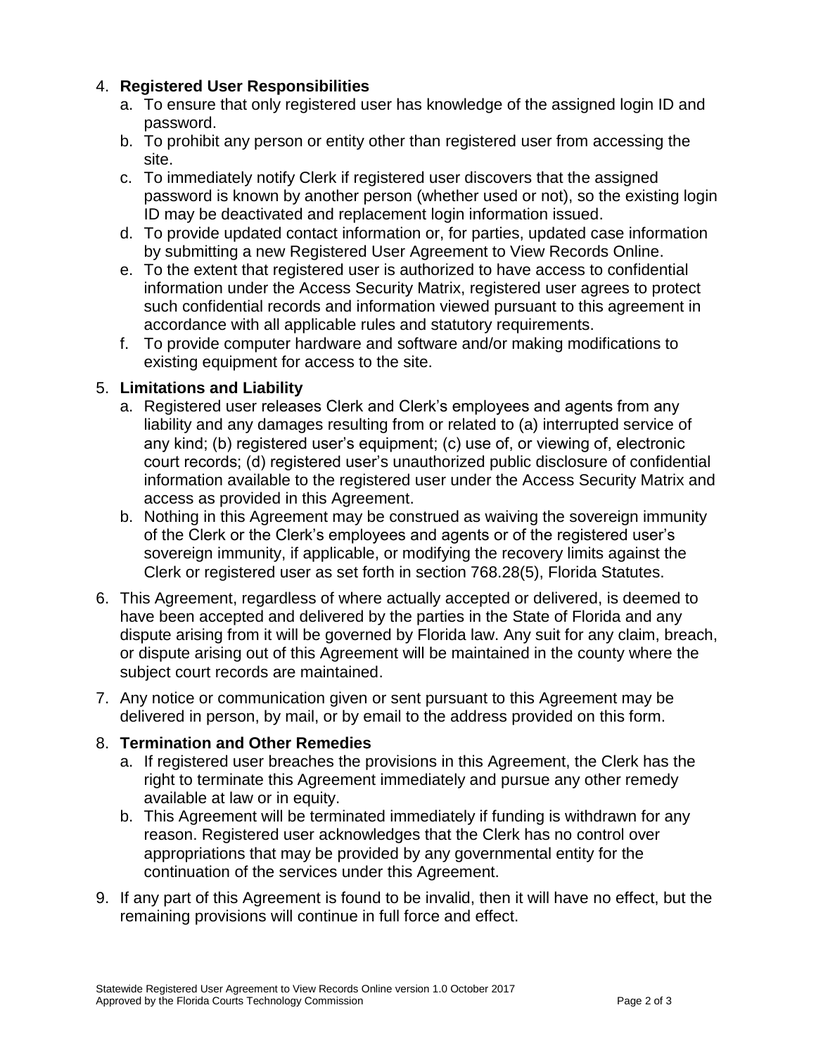4. **Registered User Responsibilities**
   a. To ensure that only registered user has knowledge of the assigned login ID and password.
   b. To prohibit any person or entity other than registered user from accessing the site.
   c. To immediately notify Clerk if registered user discovers that the assigned password is known by another person (whether used or not), so the existing login ID may be deactivated and replacement login information issued.
   d. To provide updated contact information or, for parties, updated case information by submitting a new Registered User Agreement to View Records Online.
   e. To the extent that registered user is authorized to have access to confidential information under the Access Security Matrix, registered user agrees to protect such confidential records and information viewed pursuant to this agreement in accordance with all applicable rules and statutory requirements.
   f. To provide computer hardware and software and/or making modifications to existing equipment for access to the site.

5. **Limitations and Liability**
   a. Registered user releases Clerk and Clerk's employees and agents from any liability and any damages resulting from or related to (a) interrupted service of any kind; (b) registered user's equipment; (c) use of, or viewing of, electronic court records; (d) registered user's unauthorized public disclosure of confidential information available to the registered user under the Access Security Matrix and access as provided in this Agreement.
   b. Nothing in this Agreement may be construed as waiving the sovereign immunity of the Clerk or the Clerk's employees and agents or of the registered user's sovereign immunity, if applicable, or modifying the recovery limits against the Clerk or registered user as set forth in section 768.28(5), Florida Statutes.

6. This Agreement, regardless of where actually accepted or delivered, is deemed to have been accepted and delivered by the parties in the State of Florida and any dispute arising from it will be governed by Florida law. Any suit for any claim, breach, or dispute arising out of this Agreement will be maintained in the county where the subject court records are maintained.

7. Any notice or communication given or sent pursuant to this Agreement may be delivered in person, by mail, or by email to the address provided on this form.

8. **Termination and Other Remedies**
   a. If registered user breaches the provisions in this Agreement, the Clerk has the right to terminate this Agreement immediately and pursue any other remedy available at law or in equity.
   b. This Agreement will be terminated immediately if funding is withdrawn for any reason. Registered user acknowledges that the Clerk has no control over appropriations that may be provided by any governmental entity for the continuation of the services under this Agreement.

9. If any part of this Agreement is found to be invalid, then it will have no effect, but the remaining provisions will continue in full force and effect.

Statewide Registered User Agreement to View Records Online version 1.0 October 2017
Approved by the Florida Courts Technology Commission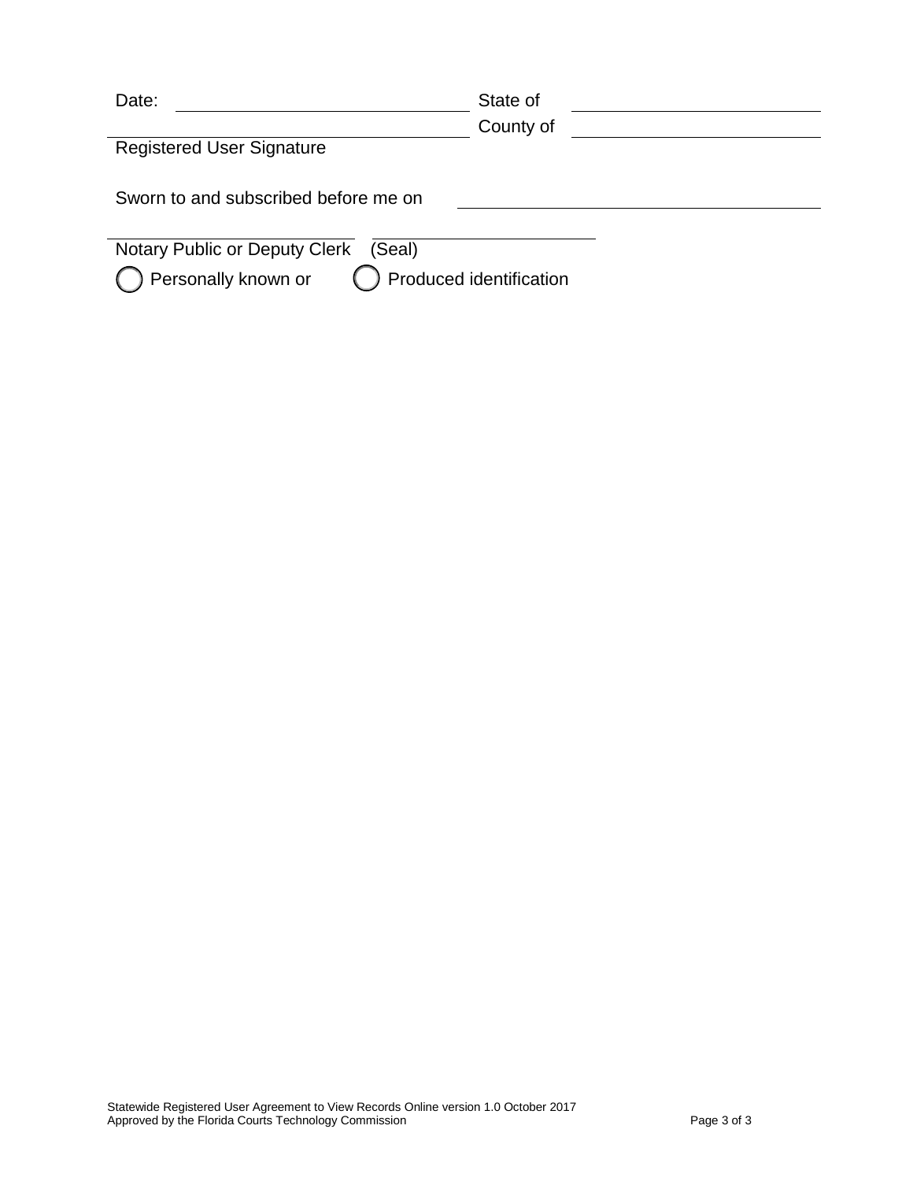Date: ______________________________ State of ______________________________

______________________________ County of ______________________________

Registered User Signature

Sworn to and subscribed before me on ______________________________

______________________________ ______________________________

Notary Public or Deputy Clerk (Seal)

◯ Personally known or ◯ Produced identification

Statewide Registered User Agreement to View Records Online version 1.0 October 2017
Approved by the Florida Courts Technology Commission